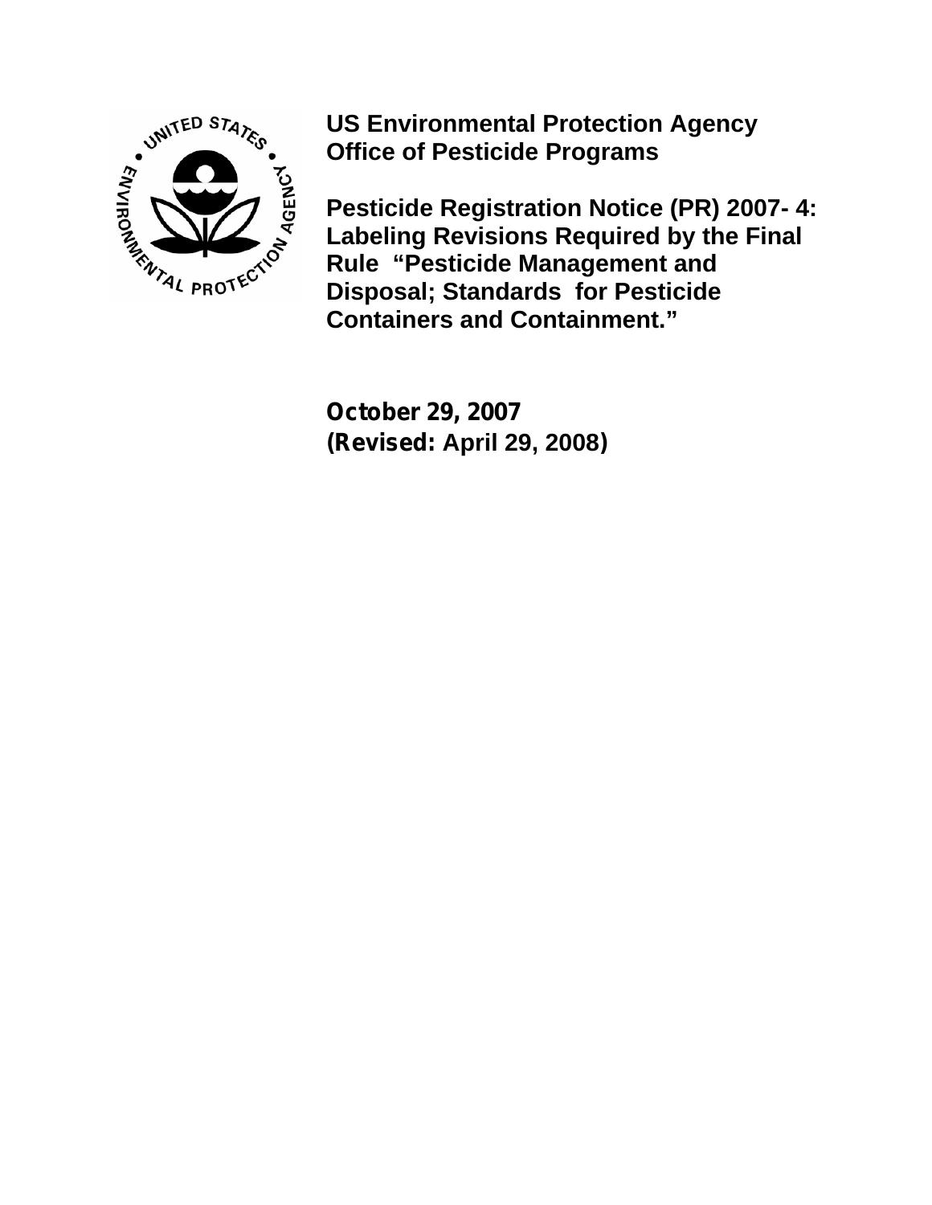**US Environmental Protection Agency**
**Office of Pesticide Programs**

# Pesticide Registration Notice (PR) 2007- 4: Labeling Revisions Required by the Final Rule "Pesticide Management and Disposal; Standards for Pesticide Containers and Containment."

**October 29, 2007**
**(Revised: April 29, 2008)**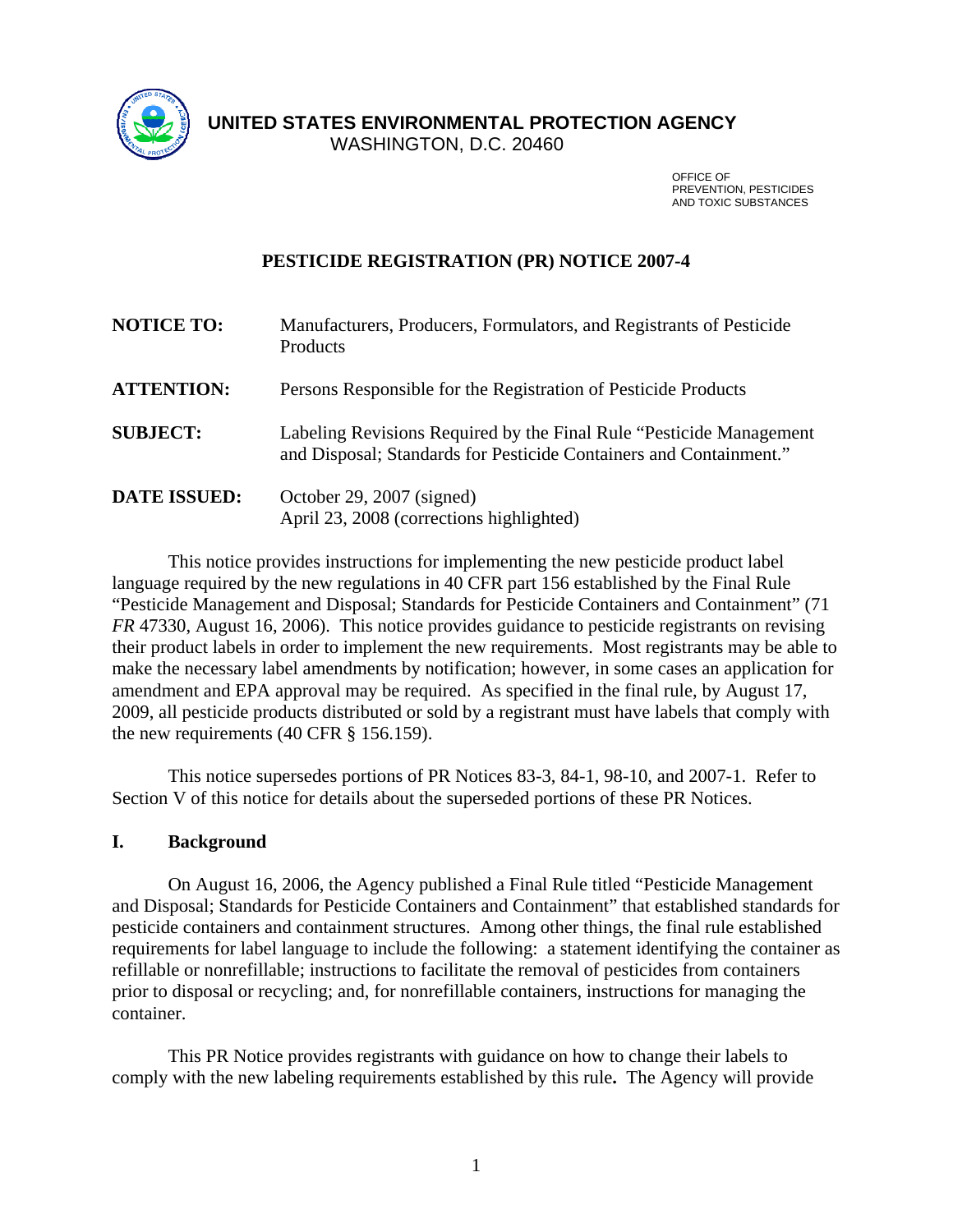**UNITED STATES ENVIRONMENTAL PROTECTION AGENCY**
WASHINGTON, D.C. 20460

OFFICE OF
PREVENTION, PESTICIDES
AND TOXIC SUBSTANCES

## PESTICIDE REGISTRATION (PR) NOTICE 2007-4

| | |
|---|---|
| **NOTICE TO:** | Manufacturers, Producers, Formulators, and Registrants of Pesticide Products |
| **ATTENTION:** | Persons Responsible for the Registration of Pesticide Products |
| **SUBJECT:** | Labeling Revisions Required by the Final Rule "Pesticide Management and Disposal; Standards for Pesticide Containers and Containment." |
| **DATE ISSUED:** | October 29, 2007 (signed)<br>April 23, 2008 (corrections highlighted) |

This notice provides instructions for implementing the new pesticide product label language required by the new regulations in 40 CFR part 156 established by the Final Rule "Pesticide Management and Disposal; Standards for Pesticide Containers and Containment" (71 *FR* 47330, August 16, 2006). This notice provides guidance to pesticide registrants on revising their product labels in order to implement the new requirements. Most registrants may be able to make the necessary label amendments by notification; however, in some cases an application for amendment and EPA approval may be required. As specified in the final rule, by August 17, 2009, all pesticide products distributed or sold by a registrant must have labels that comply with the new requirements (40 CFR § 156.159).

This notice supersedes portions of PR Notices 83-3, 84-1, 98-10, and 2007-1. Refer to Section V of this notice for details about the superseded portions of these PR Notices.

## I. Background

On August 16, 2006, the Agency published a Final Rule titled "Pesticide Management and Disposal; Standards for Pesticide Containers and Containment" that established standards for pesticide containers and containment structures. Among other things, the final rule established requirements for label language to include the following: a statement identifying the container as refillable or nonrefillable; instructions to facilitate the removal of pesticides from containers prior to disposal or recycling; and, for nonrefillable containers, instructions for managing the container.

This PR Notice provides registrants with guidance on how to change their labels to comply with the new labeling requirements established by this rule**.** The Agency will provide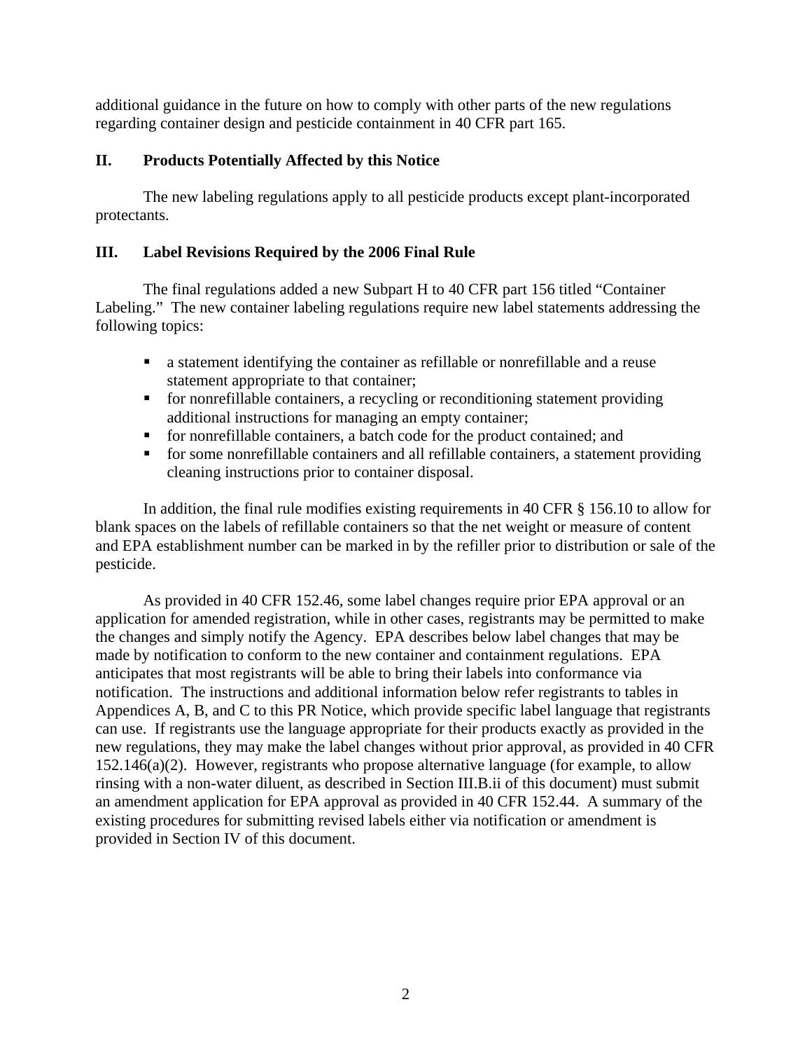additional guidance in the future on how to comply with other parts of the new regulations regarding container design and pesticide containment in 40 CFR part 165.

## II. Products Potentially Affected by this Notice

The new labeling regulations apply to all pesticide products except plant-incorporated protectants.

## III. Label Revisions Required by the 2006 Final Rule

The final regulations added a new Subpart H to 40 CFR part 156 titled "Container Labeling." The new container labeling regulations require new label statements addressing the following topics:

- a statement identifying the container as refillable or nonrefillable and a reuse statement appropriate to that container;
- for nonrefillable containers, a recycling or reconditioning statement providing additional instructions for managing an empty container;
- for nonrefillable containers, a batch code for the product contained; and
- for some nonrefillable containers and all refillable containers, a statement providing cleaning instructions prior to container disposal.

In addition, the final rule modifies existing requirements in 40 CFR § 156.10 to allow for blank spaces on the labels of refillable containers so that the net weight or measure of content and EPA establishment number can be marked in by the refiller prior to distribution or sale of the pesticide.

As provided in 40 CFR 152.46, some label changes require prior EPA approval or an application for amended registration, while in other cases, registrants may be permitted to make the changes and simply notify the Agency. EPA describes below label changes that may be made by notification to conform to the new container and containment regulations. EPA anticipates that most registrants will be able to bring their labels into conformance via notification. The instructions and additional information below refer registrants to tables in Appendices A, B, and C to this PR Notice, which provide specific label language that registrants can use. If registrants use the language appropriate for their products exactly as provided in the new regulations, they may make the label changes without prior approval, as provided in 40 CFR 152.146(a)(2). However, registrants who propose alternative language (for example, to allow rinsing with a non-water diluent, as described in Section III.B.ii of this document) must submit an amendment application for EPA approval as provided in 40 CFR 152.44. A summary of the existing procedures for submitting revised labels either via notification or amendment is provided in Section IV of this document.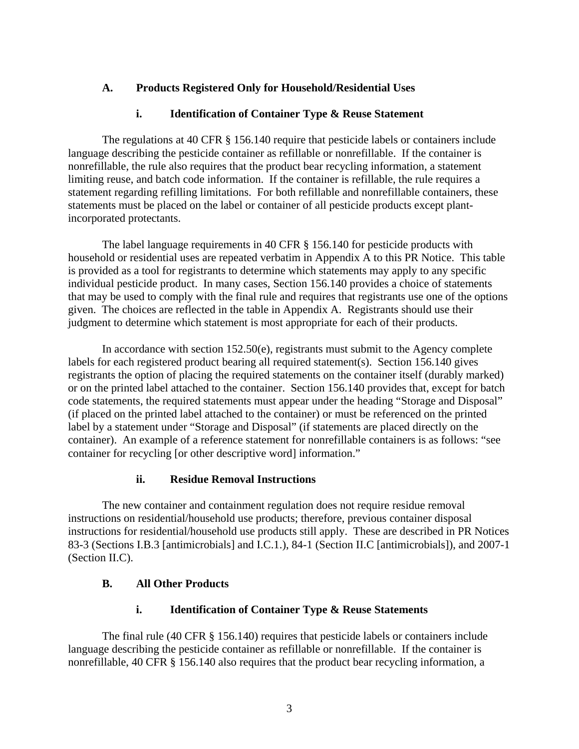### A. Products Registered Only for Household/Residential Uses

#### i. Identification of Container Type & Reuse Statement

The regulations at 40 CFR § 156.140 require that pesticide labels or containers include language describing the pesticide container as refillable or nonrefillable. If the container is nonrefillable, the rule also requires that the product bear recycling information, a statement limiting reuse, and batch code information. If the container is refillable, the rule requires a statement regarding refilling limitations. For both refillable and nonrefillable containers, these statements must be placed on the label or container of all pesticide products except plant-incorporated protectants.

The label language requirements in 40 CFR § 156.140 for pesticide products with household or residential uses are repeated verbatim in Appendix A to this PR Notice. This table is provided as a tool for registrants to determine which statements may apply to any specific individual pesticide product. In many cases, Section 156.140 provides a choice of statements that may be used to comply with the final rule and requires that registrants use one of the options given. The choices are reflected in the table in Appendix A. Registrants should use their judgment to determine which statement is most appropriate for each of their products.

In accordance with section 152.50(e), registrants must submit to the Agency complete labels for each registered product bearing all required statement(s). Section 156.140 gives registrants the option of placing the required statements on the container itself (durably marked) or on the printed label attached to the container. Section 156.140 provides that, except for batch code statements, the required statements must appear under the heading "Storage and Disposal" (if placed on the printed label attached to the container) or must be referenced on the printed label by a statement under "Storage and Disposal" (if statements are placed directly on the container). An example of a reference statement for nonrefillable containers is as follows: "see container for recycling [or other descriptive word] information."

#### ii. Residue Removal Instructions

The new container and containment regulation does not require residue removal instructions on residential/household use products; therefore, previous container disposal instructions for residential/household use products still apply. These are described in PR Notices 83-3 (Sections I.B.3 [antimicrobials] and I.C.1.), 84-1 (Section II.C [antimicrobials]), and 2007-1 (Section II.C).

### B. All Other Products

#### i. Identification of Container Type & Reuse Statements

The final rule (40 CFR § 156.140) requires that pesticide labels or containers include language describing the pesticide container as refillable or nonrefillable. If the container is nonrefillable, 40 CFR § 156.140 also requires that the product bear recycling information, a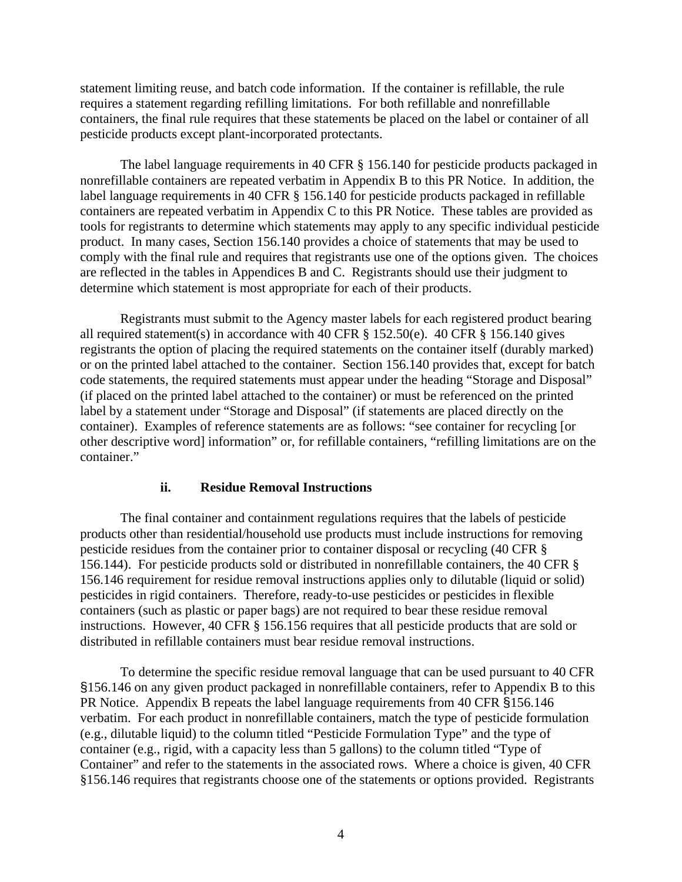statement limiting reuse, and batch code information. If the container is refillable, the rule requires a statement regarding refilling limitations. For both refillable and nonrefillable containers, the final rule requires that these statements be placed on the label or container of all pesticide products except plant-incorporated protectants.

The label language requirements in 40 CFR § 156.140 for pesticide products packaged in nonrefillable containers are repeated verbatim in Appendix B to this PR Notice. In addition, the label language requirements in 40 CFR § 156.140 for pesticide products packaged in refillable containers are repeated verbatim in Appendix C to this PR Notice. These tables are provided as tools for registrants to determine which statements may apply to any specific individual pesticide product. In many cases, Section 156.140 provides a choice of statements that may be used to comply with the final rule and requires that registrants use one of the options given. The choices are reflected in the tables in Appendices B and C. Registrants should use their judgment to determine which statement is most appropriate for each of their products.

Registrants must submit to the Agency master labels for each registered product bearing all required statement(s) in accordance with 40 CFR § 152.50(e). 40 CFR § 156.140 gives registrants the option of placing the required statements on the container itself (durably marked) or on the printed label attached to the container. Section 156.140 provides that, except for batch code statements, the required statements must appear under the heading "Storage and Disposal" (if placed on the printed label attached to the container) or must be referenced on the printed label by a statement under "Storage and Disposal" (if statements are placed directly on the container). Examples of reference statements are as follows: "see container for recycling [or other descriptive word] information" or, for refillable containers, "refilling limitations are on the container."

### ii. Residue Removal Instructions

The final container and containment regulations requires that the labels of pesticide products other than residential/household use products must include instructions for removing pesticide residues from the container prior to container disposal or recycling (40 CFR § 156.144). For pesticide products sold or distributed in nonrefillable containers, the 40 CFR § 156.146 requirement for residue removal instructions applies only to dilutable (liquid or solid) pesticides in rigid containers. Therefore, ready-to-use pesticides or pesticides in flexible containers (such as plastic or paper bags) are not required to bear these residue removal instructions. However, 40 CFR § 156.156 requires that all pesticide products that are sold or distributed in refillable containers must bear residue removal instructions.

To determine the specific residue removal language that can be used pursuant to 40 CFR §156.146 on any given product packaged in nonrefillable containers, refer to Appendix B to this PR Notice. Appendix B repeats the label language requirements from 40 CFR §156.146 verbatim. For each product in nonrefillable containers, match the type of pesticide formulation (e.g., dilutable liquid) to the column titled "Pesticide Formulation Type" and the type of container (e.g., rigid, with a capacity less than 5 gallons) to the column titled "Type of Container" and refer to the statements in the associated rows. Where a choice is given, 40 CFR §156.146 requires that registrants choose one of the statements or options provided. Registrants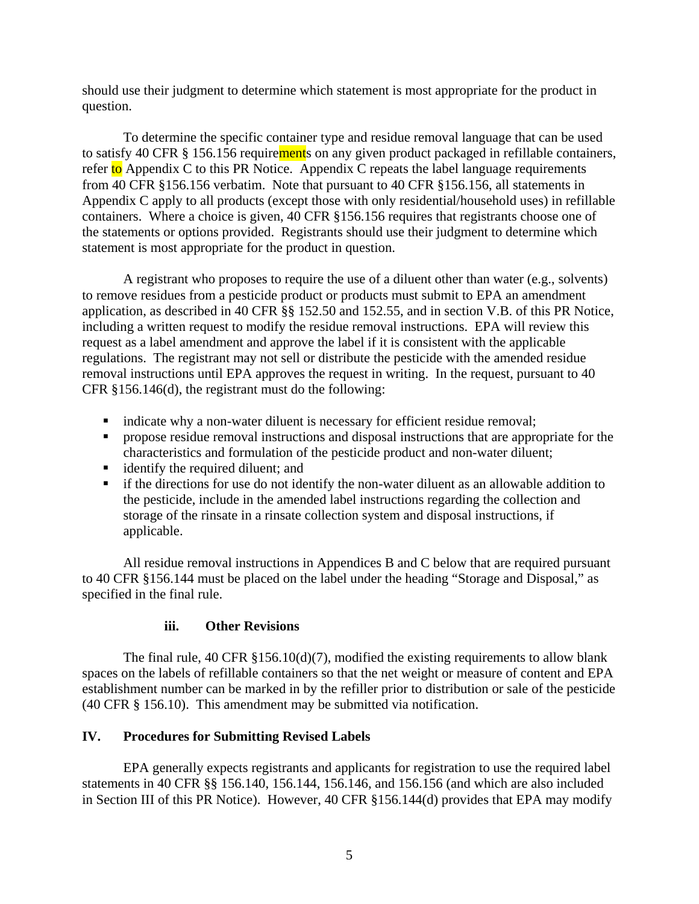should use their judgment to determine which statement is most appropriate for the product in question.

To determine the specific container type and residue removal language that can be used to satisfy 40 CFR § 156.156 requirements on any given product packaged in refillable containers, refer to Appendix C to this PR Notice. Appendix C repeats the label language requirements from 40 CFR §156.156 verbatim. Note that pursuant to 40 CFR §156.156, all statements in Appendix C apply to all products (except those with only residential/household uses) in refillable containers. Where a choice is given, 40 CFR §156.156 requires that registrants choose one of the statements or options provided. Registrants should use their judgment to determine which statement is most appropriate for the product in question.

A registrant who proposes to require the use of a diluent other than water (e.g., solvents) to remove residues from a pesticide product or products must submit to EPA an amendment application, as described in 40 CFR §§ 152.50 and 152.55, and in section V.B. of this PR Notice, including a written request to modify the residue removal instructions. EPA will review this request as a label amendment and approve the label if it is consistent with the applicable regulations. The registrant may not sell or distribute the pesticide with the amended residue removal instructions until EPA approves the request in writing. In the request, pursuant to 40 CFR §156.146(d), the registrant must do the following:

- indicate why a non-water diluent is necessary for efficient residue removal;
- propose residue removal instructions and disposal instructions that are appropriate for the characteristics and formulation of the pesticide product and non-water diluent;
- identify the required diluent; and
- if the directions for use do not identify the non-water diluent as an allowable addition to the pesticide, include in the amended label instructions regarding the collection and storage of the rinsate in a rinsate collection system and disposal instructions, if applicable.

All residue removal instructions in Appendices B and C below that are required pursuant to 40 CFR §156.144 must be placed on the label under the heading "Storage and Disposal," as specified in the final rule.

#### iii. Other Revisions

The final rule, 40 CFR §156.10(d)(7), modified the existing requirements to allow blank spaces on the labels of refillable containers so that the net weight or measure of content and EPA establishment number can be marked in by the refiller prior to distribution or sale of the pesticide (40 CFR § 156.10). This amendment may be submitted via notification.

## IV. Procedures for Submitting Revised Labels

EPA generally expects registrants and applicants for registration to use the required label statements in 40 CFR §§ 156.140, 156.144, 156.146, and 156.156 (and which are also included in Section III of this PR Notice). However, 40 CFR §156.144(d) provides that EPA may modify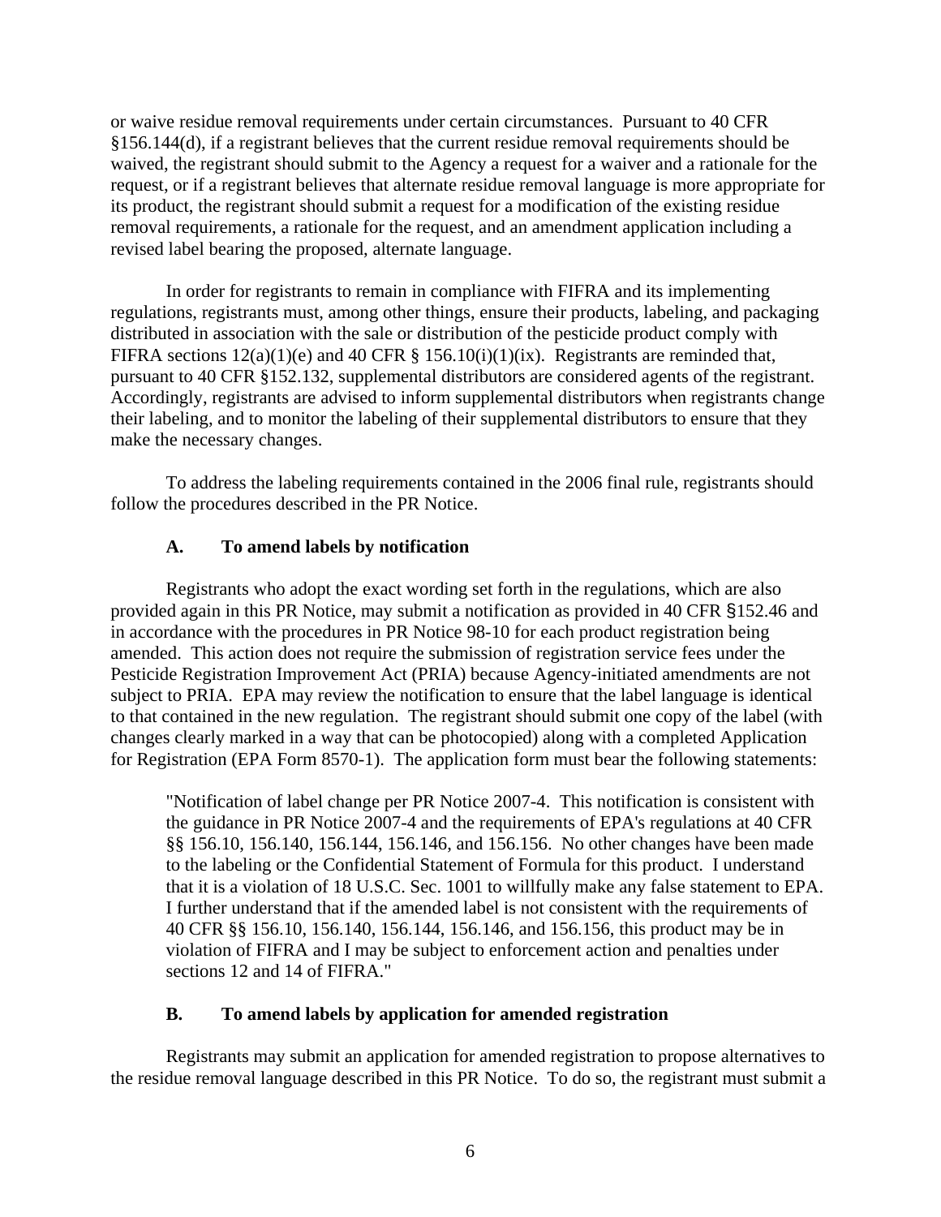or waive residue removal requirements under certain circumstances. Pursuant to 40 CFR §156.144(d), if a registrant believes that the current residue removal requirements should be waived, the registrant should submit to the Agency a request for a waiver and a rationale for the request, or if a registrant believes that alternate residue removal language is more appropriate for its product, the registrant should submit a request for a modification of the existing residue removal requirements, a rationale for the request, and an amendment application including a revised label bearing the proposed, alternate language.

In order for registrants to remain in compliance with FIFRA and its implementing regulations, registrants must, among other things, ensure their products, labeling, and packaging distributed in association with the sale or distribution of the pesticide product comply with FIFRA sections 12(a)(1)(e) and 40 CFR § 156.10(i)(1)(ix). Registrants are reminded that, pursuant to 40 CFR §152.132, supplemental distributors are considered agents of the registrant. Accordingly, registrants are advised to inform supplemental distributors when registrants change their labeling, and to monitor the labeling of their supplemental distributors to ensure that they make the necessary changes.

To address the labeling requirements contained in the 2006 final rule, registrants should follow the procedures described in the PR Notice.

### A. To amend labels by notification

Registrants who adopt the exact wording set forth in the regulations, which are also provided again in this PR Notice, may submit a notification as provided in 40 CFR §152.46 and in accordance with the procedures in PR Notice 98-10 for each product registration being amended. This action does not require the submission of registration service fees under the Pesticide Registration Improvement Act (PRIA) because Agency-initiated amendments are not subject to PRIA. EPA may review the notification to ensure that the label language is identical to that contained in the new regulation. The registrant should submit one copy of the label (with changes clearly marked in a way that can be photocopied) along with a completed Application for Registration (EPA Form 8570-1). The application form must bear the following statements:

> "Notification of label change per PR Notice 2007-4. This notification is consistent with the guidance in PR Notice 2007-4 and the requirements of EPA's regulations at 40 CFR §§ 156.10, 156.140, 156.144, 156.146, and 156.156. No other changes have been made to the labeling or the Confidential Statement of Formula for this product. I understand that it is a violation of 18 U.S.C. Sec. 1001 to willfully make any false statement to EPA. I further understand that if the amended label is not consistent with the requirements of 40 CFR §§ 156.10, 156.140, 156.144, 156.146, and 156.156, this product may be in violation of FIFRA and I may be subject to enforcement action and penalties under sections 12 and 14 of FIFRA."

### B. To amend labels by application for amended registration

Registrants may submit an application for amended registration to propose alternatives to the residue removal language described in this PR Notice. To do so, the registrant must submit a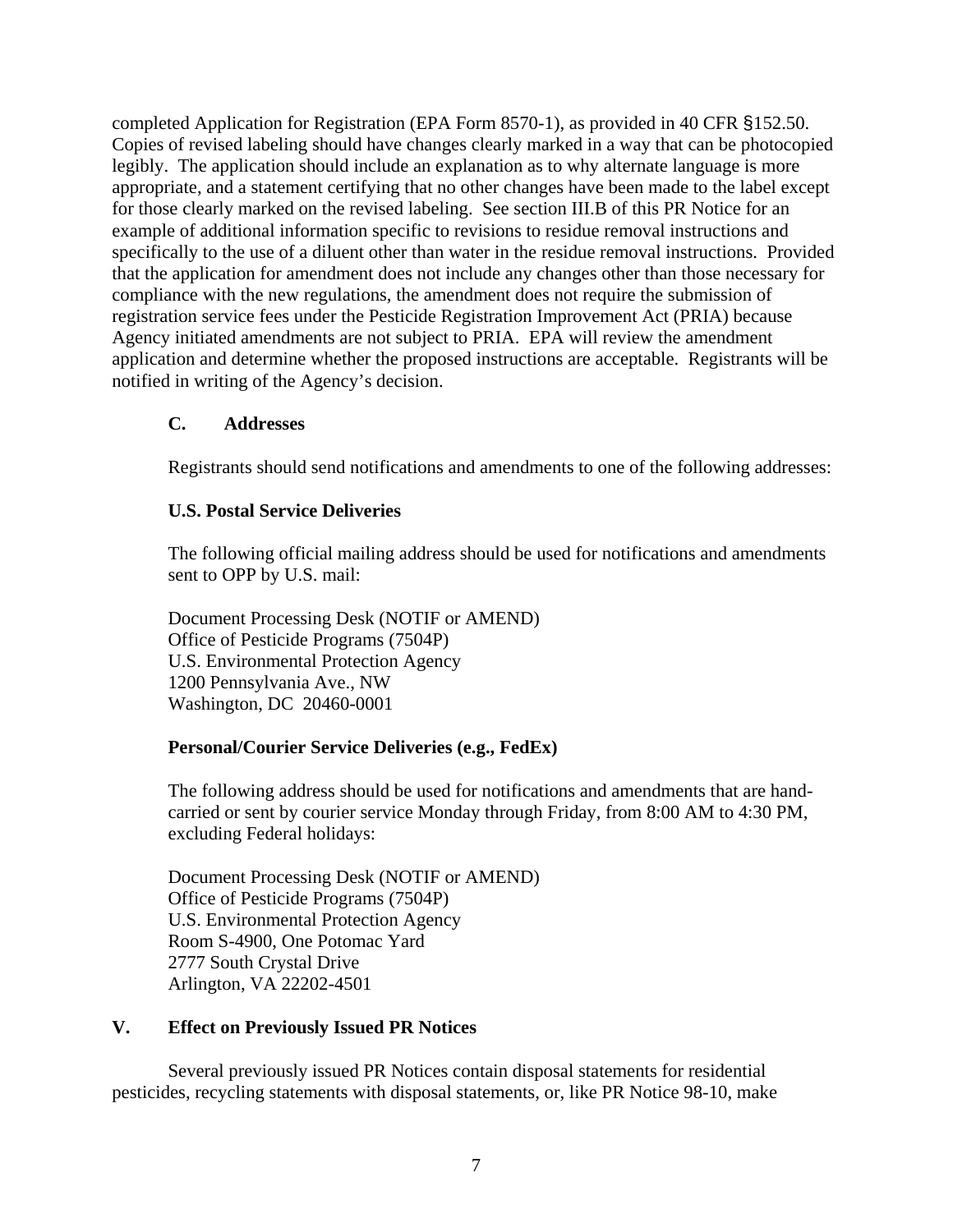completed Application for Registration (EPA Form 8570-1), as provided in 40 CFR §152.50. Copies of revised labeling should have changes clearly marked in a way that can be photocopied legibly. The application should include an explanation as to why alternate language is more appropriate, and a statement certifying that no other changes have been made to the label except for those clearly marked on the revised labeling. See section III.B of this PR Notice for an example of additional information specific to revisions to residue removal instructions and specifically to the use of a diluent other than water in the residue removal instructions. Provided that the application for amendment does not include any changes other than those necessary for compliance with the new regulations, the amendment does not require the submission of registration service fees under the Pesticide Registration Improvement Act (PRIA) because Agency initiated amendments are not subject to PRIA. EPA will review the amendment application and determine whether the proposed instructions are acceptable. Registrants will be notified in writing of the Agency's decision.

### C. Addresses

Registrants should send notifications and amendments to one of the following addresses:

**U.S. Postal Service Deliveries**

The following official mailing address should be used for notifications and amendments sent to OPP by U.S. mail:

Document Processing Desk (NOTIF or AMEND)
Office of Pesticide Programs (7504P)
U.S. Environmental Protection Agency
1200 Pennsylvania Ave., NW
Washington, DC 20460-0001

**Personal/Courier Service Deliveries (e.g., FedEx)**

The following address should be used for notifications and amendments that are hand-carried or sent by courier service Monday through Friday, from 8:00 AM to 4:30 PM, excluding Federal holidays:

Document Processing Desk (NOTIF or AMEND)
Office of Pesticide Programs (7504P)
U.S. Environmental Protection Agency
Room S-4900, One Potomac Yard
2777 South Crystal Drive
Arlington, VA 22202-4501

## V. Effect on Previously Issued PR Notices

Several previously issued PR Notices contain disposal statements for residential pesticides, recycling statements with disposal statements, or, like PR Notice 98-10, make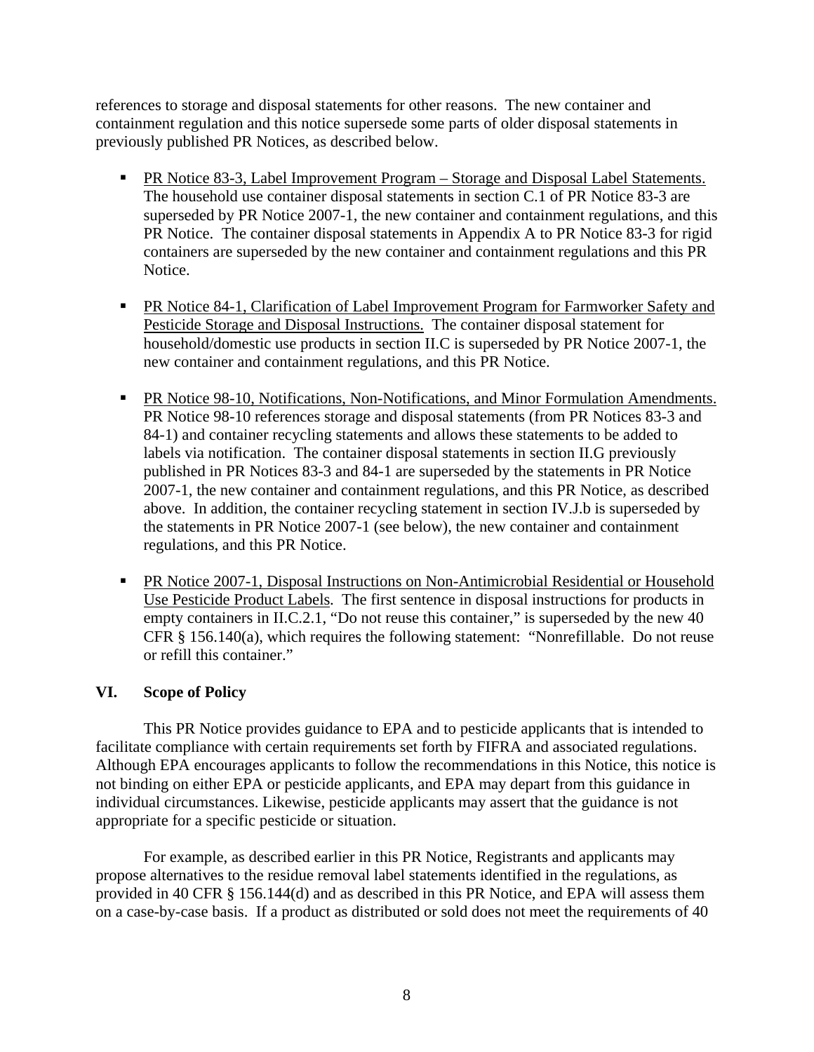references to storage and disposal statements for other reasons. The new container and containment regulation and this notice supersede some parts of older disposal statements in previously published PR Notices, as described below.

- PR Notice 83-3, Label Improvement Program – Storage and Disposal Label Statements. The household use container disposal statements in section C.1 of PR Notice 83-3 are superseded by PR Notice 2007-1, the new container and containment regulations, and this PR Notice. The container disposal statements in Appendix A to PR Notice 83-3 for rigid containers are superseded by the new container and containment regulations and this PR Notice.

- PR Notice 84-1, Clarification of Label Improvement Program for Farmworker Safety and Pesticide Storage and Disposal Instructions. The container disposal statement for household/domestic use products in section II.C is superseded by PR Notice 2007-1, the new container and containment regulations, and this PR Notice.

- PR Notice 98-10, Notifications, Non-Notifications, and Minor Formulation Amendments. PR Notice 98-10 references storage and disposal statements (from PR Notices 83-3 and 84-1) and container recycling statements and allows these statements to be added to labels via notification. The container disposal statements in section II.G previously published in PR Notices 83-3 and 84-1 are superseded by the statements in PR Notice 2007-1, the new container and containment regulations, and this PR Notice, as described above. In addition, the container recycling statement in section IV.J.b is superseded by the statements in PR Notice 2007-1 (see below), the new container and containment regulations, and this PR Notice.

- PR Notice 2007-1, Disposal Instructions on Non-Antimicrobial Residential or Household Use Pesticide Product Labels. The first sentence in disposal instructions for products in empty containers in II.C.2.1, "Do not reuse this container," is superseded by the new 40 CFR § 156.140(a), which requires the following statement: "Nonrefillable. Do not reuse or refill this container."

## VI. Scope of Policy

This PR Notice provides guidance to EPA and to pesticide applicants that is intended to facilitate compliance with certain requirements set forth by FIFRA and associated regulations. Although EPA encourages applicants to follow the recommendations in this Notice, this notice is not binding on either EPA or pesticide applicants, and EPA may depart from this guidance in individual circumstances. Likewise, pesticide applicants may assert that the guidance is not appropriate for a specific pesticide or situation.

For example, as described earlier in this PR Notice, Registrants and applicants may propose alternatives to the residue removal label statements identified in the regulations, as provided in 40 CFR § 156.144(d) and as described in this PR Notice, and EPA will assess them on a case-by-case basis. If a product as distributed or sold does not meet the requirements of 40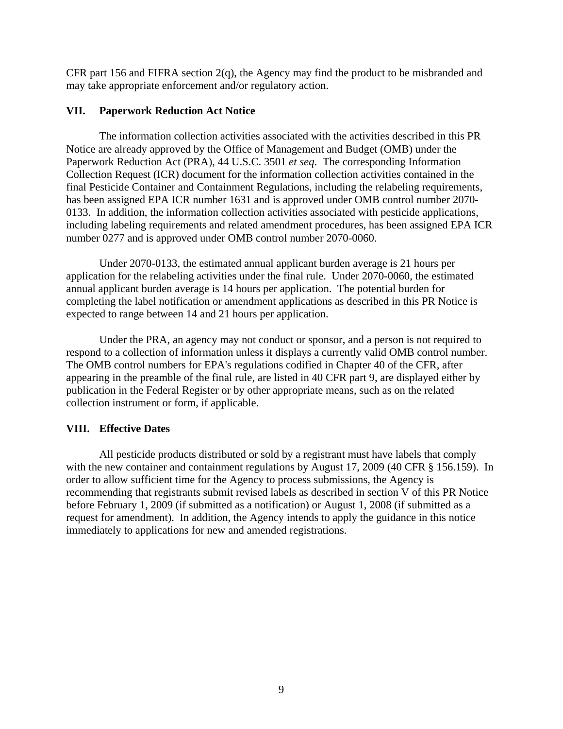CFR part 156 and FIFRA section 2(q), the Agency may find the product to be misbranded and may take appropriate enforcement and/or regulatory action.

## VII. Paperwork Reduction Act Notice

The information collection activities associated with the activities described in this PR Notice are already approved by the Office of Management and Budget (OMB) under the Paperwork Reduction Act (PRA), 44 U.S.C. 3501 *et seq*. The corresponding Information Collection Request (ICR) document for the information collection activities contained in the final Pesticide Container and Containment Regulations, including the relabeling requirements, has been assigned EPA ICR number 1631 and is approved under OMB control number 2070-0133. In addition, the information collection activities associated with pesticide applications, including labeling requirements and related amendment procedures, has been assigned EPA ICR number 0277 and is approved under OMB control number 2070-0060.

Under 2070-0133, the estimated annual applicant burden average is 21 hours per application for the relabeling activities under the final rule. Under 2070-0060, the estimated annual applicant burden average is 14 hours per application. The potential burden for completing the label notification or amendment applications as described in this PR Notice is expected to range between 14 and 21 hours per application.

Under the PRA, an agency may not conduct or sponsor, and a person is not required to respond to a collection of information unless it displays a currently valid OMB control number. The OMB control numbers for EPA's regulations codified in Chapter 40 of the CFR, after appearing in the preamble of the final rule, are listed in 40 CFR part 9, are displayed either by publication in the Federal Register or by other appropriate means, such as on the related collection instrument or form, if applicable.

## VIII. Effective Dates

All pesticide products distributed or sold by a registrant must have labels that comply with the new container and containment regulations by August 17, 2009 (40 CFR § 156.159). In order to allow sufficient time for the Agency to process submissions, the Agency is recommending that registrants submit revised labels as described in section V of this PR Notice before February 1, 2009 (if submitted as a notification) or August 1, 2008 (if submitted as a request for amendment). In addition, the Agency intends to apply the guidance in this notice immediately to applications for new and amended registrations.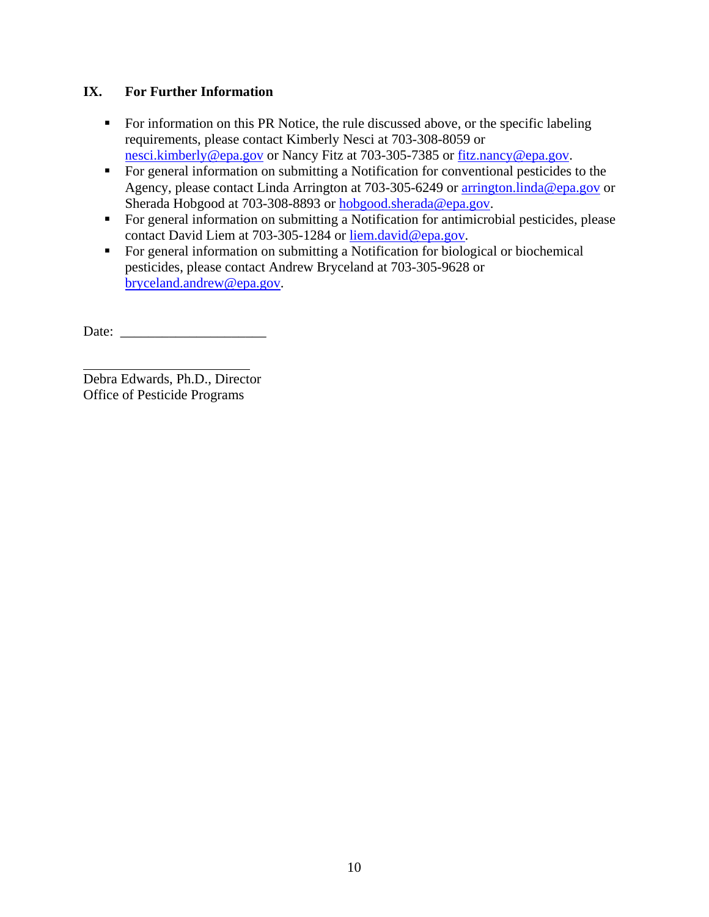## IX. For Further Information

- For information on this PR Notice, the rule discussed above, or the specific labeling requirements, please contact Kimberly Nesci at 703-308-8059 or nesci.kimberly@epa.gov or Nancy Fitz at 703-305-7385 or fitz.nancy@epa.gov.
- For general information on submitting a Notification for conventional pesticides to the Agency, please contact Linda Arrington at 703-305-6249 or arrington.linda@epa.gov or Sherada Hobgood at 703-308-8893 or hobgood.sherada@epa.gov.
- For general information on submitting a Notification for antimicrobial pesticides, please contact David Liem at 703-305-1284 or liem.david@epa.gov.
- For general information on submitting a Notification for biological or biochemical pesticides, please contact Andrew Bryceland at 703-305-9628 or bryceland.andrew@epa.gov.

Date: ____________________

______________________
Debra Edwards, Ph.D., Director
Office of Pesticide Programs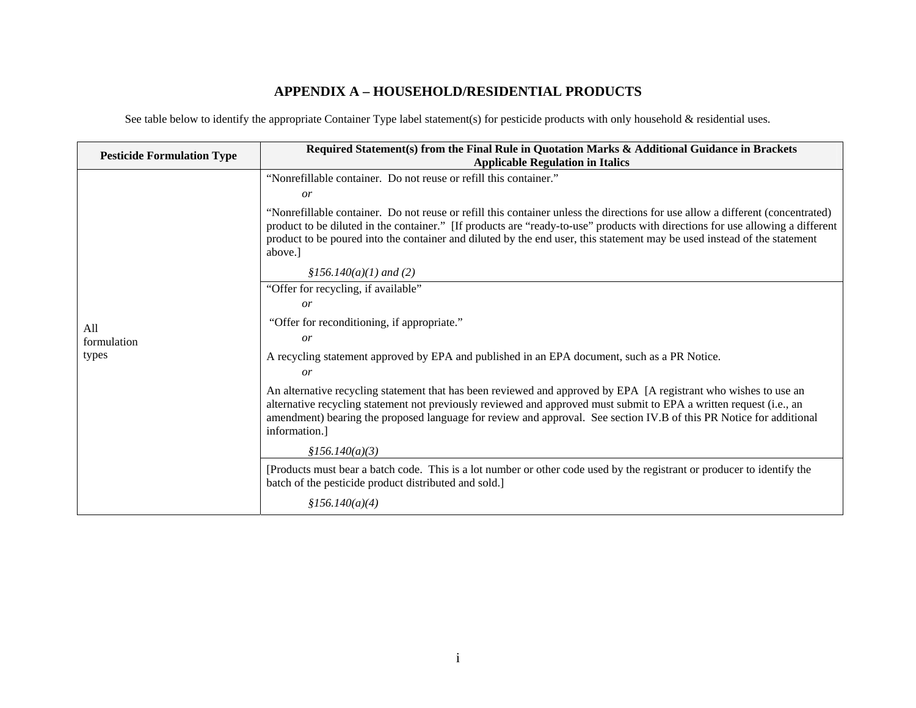# APPENDIX A – HOUSEHOLD/RESIDENTIAL PRODUCTS

See table below to identify the appropriate Container Type label statement(s) for pesticide products with only household & residential uses.

| Pesticide Formulation Type | Required Statement(s) from the Final Rule in Quotation Marks & Additional Guidance in Brackets<br>Applicable Regulation in Italics |
|---|---|
| All formulation types | "Nonrefillable container. Do not reuse or refill this container."<br>*or*<br>"Nonrefillable container. Do not reuse or refill this container unless the directions for use allow a different (concentrated) product to be diluted in the container." [If products are "ready-to-use" products with directions for use allowing a different product to be poured into the container and diluted by the end user, this statement may be used instead of the statement above.]<br>*§156.140(a)(1) and (2)* |
| | "Offer for recycling, if available"<br>*or*<br>"Offer for reconditioning, if appropriate."<br>*or*<br>A recycling statement approved by EPA and published in an EPA document, such as a PR Notice.<br>*or*<br>An alternative recycling statement that has been reviewed and approved by EPA [A registrant who wishes to use an alternative recycling statement not previously reviewed and approved must submit to EPA a written request (i.e., an amendment) bearing the proposed language for review and approval. See section IV.B of this PR Notice for additional information.]<br>*§156.140(a)(3)* |
| | [Products must bear a batch code. This is a lot number or other code used by the registrant or producer to identify the batch of the pesticide product distributed and sold.]<br>*§156.140(a)(4)* |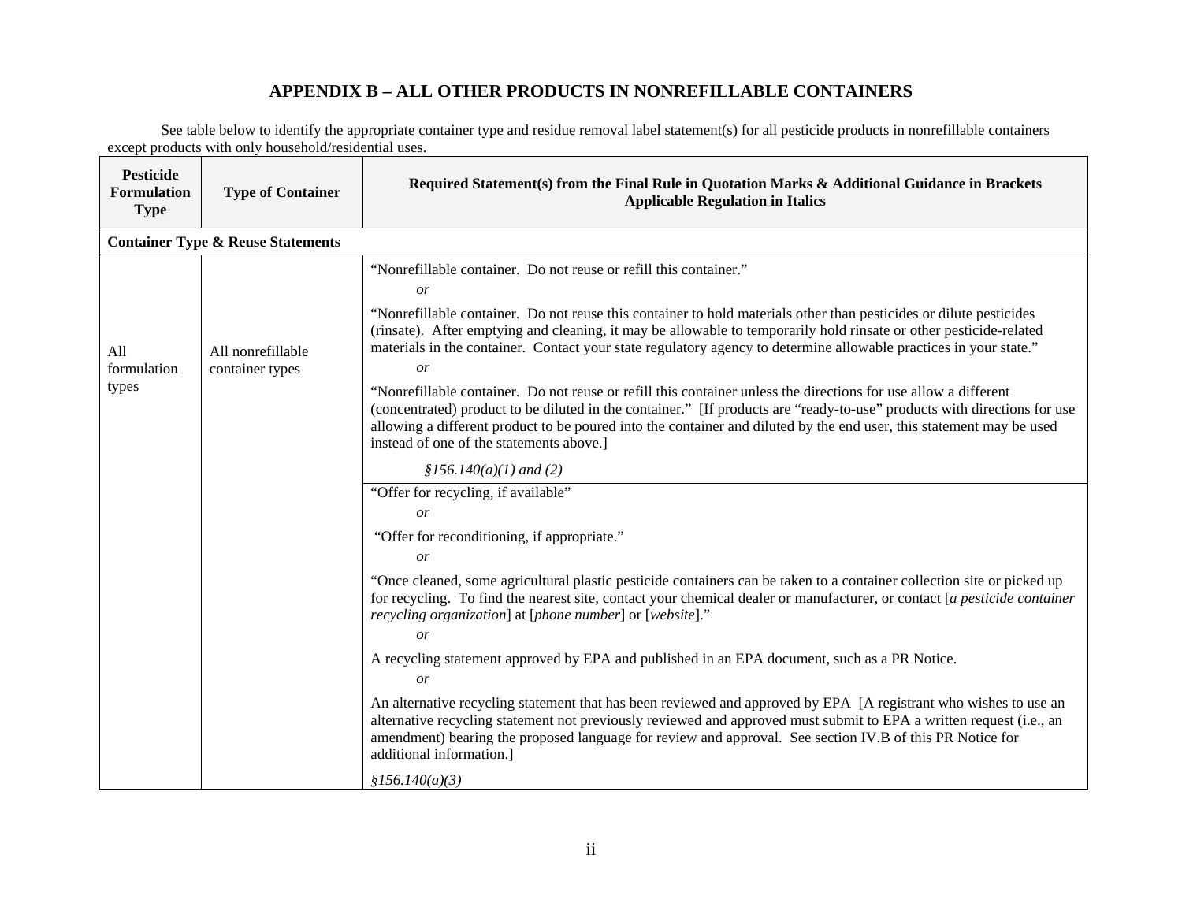# APPENDIX B – ALL OTHER PRODUCTS IN NONREFILLABLE CONTAINERS

See table below to identify the appropriate container type and residue removal label statement(s) for all pesticide products in nonrefillable containers except products with only household/residential uses.

| Pesticide Formulation Type | Type of Container | Required Statement(s) from the Final Rule in Quotation Marks & Additional Guidance in Brackets Applicable Regulation in Italics |
|---|---|---|
| **Container Type & Reuse Statements** | | |
| All formulation types | All nonrefillable container types | "Nonrefillable container. Do not reuse or refill this container." *or* "Nonrefillable container. Do not reuse this container to hold materials other than pesticides or dilute pesticides (rinsate). After emptying and cleaning, it may be allowable to temporarily hold rinsate or other pesticide-related materials in the container. Contact your state regulatory agency to determine allowable practices in your state." *or* "Nonrefillable container. Do not reuse or refill this container unless the directions for use allow a different (concentrated) product to be diluted in the container." [If products are "ready-to-use" products with directions for use allowing a different product to be poured into the container and diluted by the end user, this statement may be used instead of one of the statements above.] *§156.140(a)(1) and (2)* |
| | | "Offer for recycling, if available" *or* "Offer for reconditioning, if appropriate." *or* "Once cleaned, some agricultural plastic pesticide containers can be taken to a container collection site or picked up for recycling. To find the nearest site, contact your chemical dealer or manufacturer, or contact [*a pesticide container recycling organization*] at [*phone number*] or [*website*]." *or* A recycling statement approved by EPA and published in an EPA document, such as a PR Notice. *or* An alternative recycling statement that has been reviewed and approved by EPA [A registrant who wishes to use an alternative recycling statement not previously reviewed and approved must submit to EPA a written request (i.e., an amendment) bearing the proposed language for review and approval. See section IV.B of this PR Notice for additional information.] *§156.140(a)(3)* |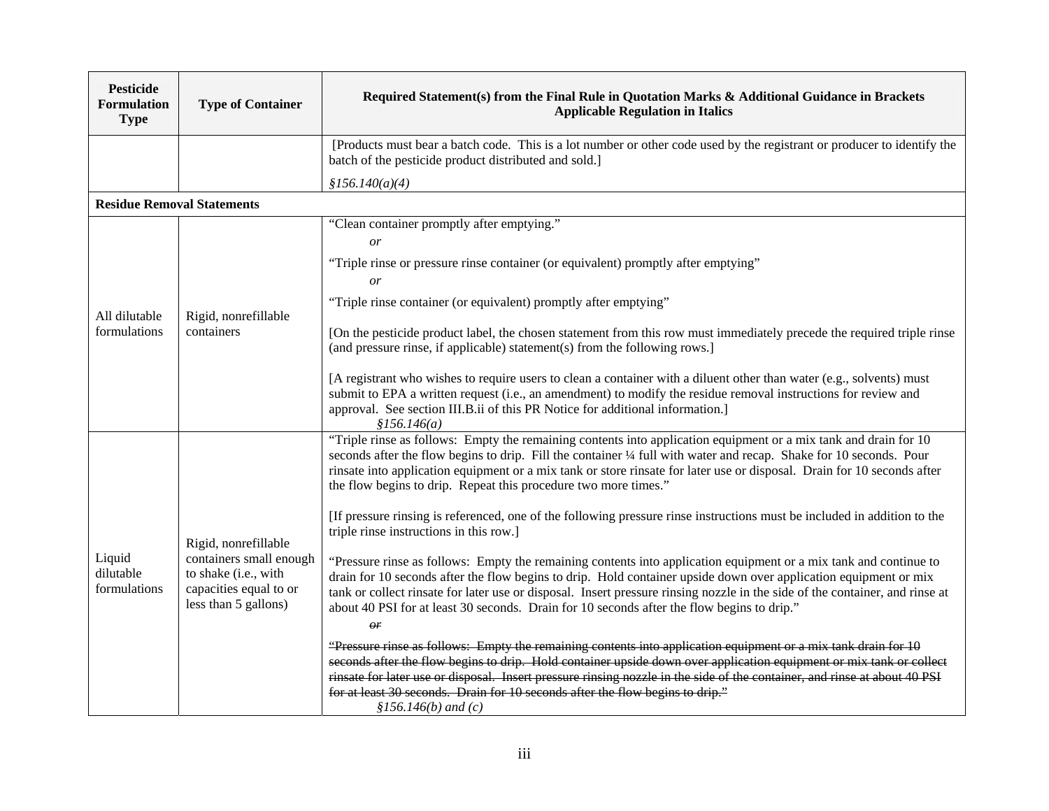| Pesticide Formulation Type | Type of Container | Required Statement(s) from the Final Rule in Quotation Marks & Additional Guidance in Brackets Applicable Regulation in Italics |
|---|---|---|
| | | [Products must bear a batch code. This is a lot number or other code used by the registrant or producer to identify the batch of the pesticide product distributed and sold.]<br><br>*§156.140(a)(4)* |
| **Residue Removal Statements** | | |
| All dilutable formulations | Rigid, nonrefillable containers | "Clean container promptly after emptying."<br>*or*<br>"Triple rinse or pressure rinse container (or equivalent) promptly after emptying"<br>*or*<br>"Triple rinse container (or equivalent) promptly after emptying"<br><br>[On the pesticide product label, the chosen statement from this row must immediately precede the required triple rinse (and pressure rinse, if applicable) statement(s) from the following rows.]<br><br>[A registrant who wishes to require users to clean a container with a diluent other than water (e.g., solvents) must submit to EPA a written request (i.e., an amendment) to modify the residue removal instructions for review and approval. See section III.B.ii of this PR Notice for additional information.]<br>*§156.146(a)* |
| Liquid dilutable formulations | Rigid, nonrefillable containers small enough to shake (i.e., with capacities equal to or less than 5 gallons) | "Triple rinse as follows: Empty the remaining contents into application equipment or a mix tank and drain for 10 seconds after the flow begins to drip. Fill the container ¼ full with water and recap. Shake for 10 seconds. Pour rinsate into application equipment or a mix tank or store rinsate for later use or disposal. Drain for 10 seconds after the flow begins to drip. Repeat this procedure two more times."<br><br>[If pressure rinsing is referenced, one of the following pressure rinse instructions must be included in addition to the triple rinse instructions in this row.]<br><br>"Pressure rinse as follows: Empty the remaining contents into application equipment or a mix tank and continue to drain for 10 seconds after the flow begins to drip. Hold container upside down over application equipment or mix tank or collect rinsate for later use or disposal. Insert pressure rinsing nozzle in the side of the container, and rinse at about 40 PSI for at least 30 seconds. Drain for 10 seconds after the flow begins to drip."<br>~~*or*~~<br>~~"Pressure rinse as follows: Empty the remaining contents into application equipment or a mix tank drain for 10 seconds after the flow begins to drip. Hold container upside down over application equipment or mix tank or collect rinsate for later use or disposal. Insert pressure rinsing nozzle in the side of the container, and rinse at about 40 PSI for at least 30 seconds. Drain for 10 seconds after the flow begins to drip."~~<br>*§156.146(b) and (c)* |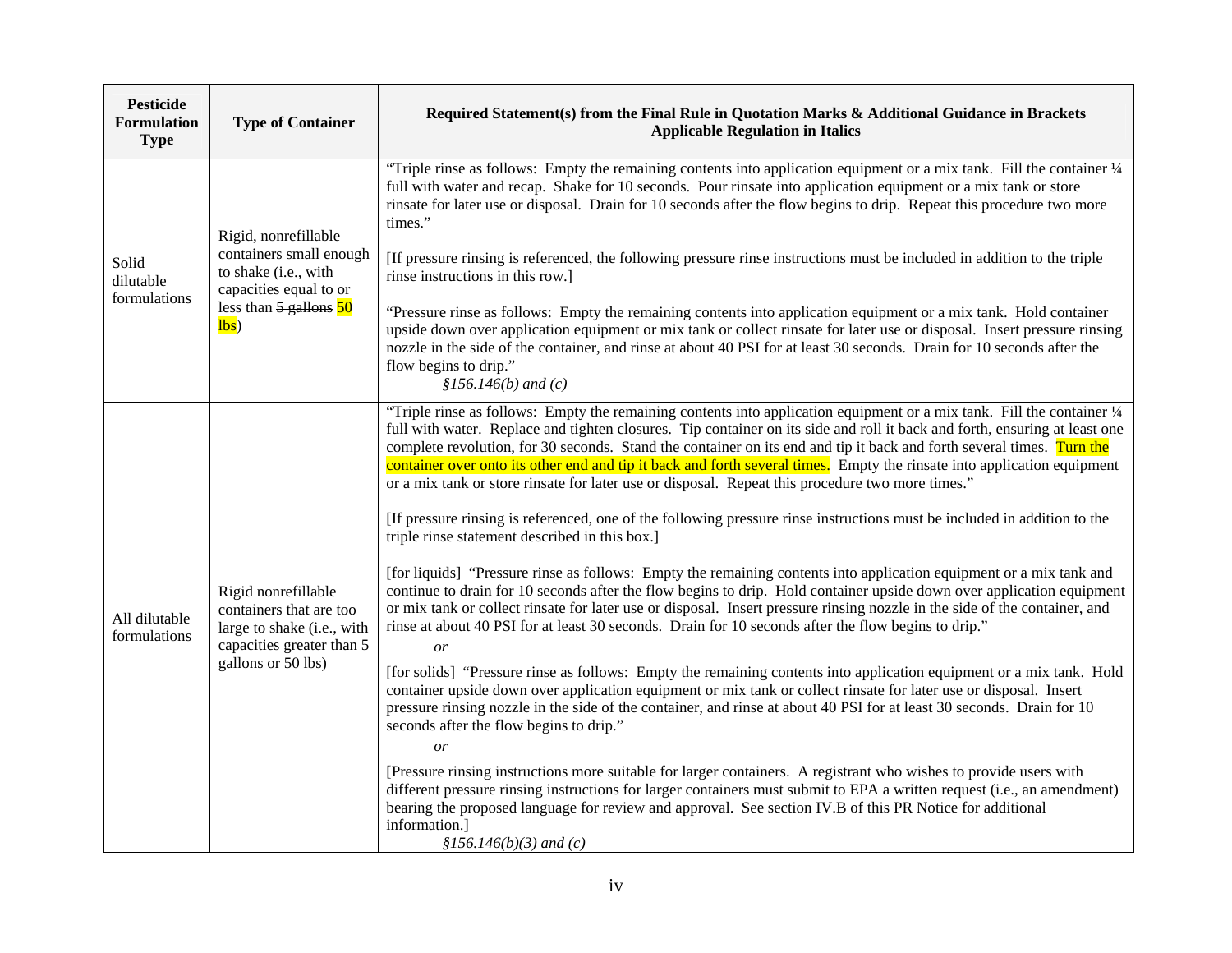| Pesticide Formulation Type | Type of Container | Required Statement(s) from the Final Rule in Quotation Marks & Additional Guidance in Brackets Applicable Regulation in Italics |
|---|---|---|
| Solid dilutable formulations | Rigid, nonrefillable containers small enough to shake (i.e., with capacities equal to or less than ~~5 gallons~~ 50 lbs) | "Triple rinse as follows: Empty the remaining contents into application equipment or a mix tank. Fill the container ¼ full with water and recap. Shake for 10 seconds. Pour rinsate into application equipment or a mix tank or store rinsate for later use or disposal. Drain for 10 seconds after the flow begins to drip. Repeat this procedure two more times."<br><br>[If pressure rinsing is referenced, the following pressure rinse instructions must be included in addition to the triple rinse instructions in this row.]<br><br>"Pressure rinse as follows: Empty the remaining contents into application equipment or a mix tank. Hold container upside down over application equipment or mix tank or collect rinsate for later use or disposal. Insert pressure rinsing nozzle in the side of the container, and rinse at about 40 PSI for at least 30 seconds. Drain for 10 seconds after the flow begins to drip."<br>*§156.146(b) and (c)* |
| All dilutable formulations | Rigid nonrefillable containers that are too large to shake (i.e., with capacities greater than 5 gallons or 50 lbs) | "Triple rinse as follows: Empty the remaining contents into application equipment or a mix tank. Fill the container ¼ full with water. Replace and tighten closures. Tip container on its side and roll it back and forth, ensuring at least one complete revolution, for 30 seconds. Stand the container on its end and tip it back and forth several times. Turn the container over onto its other end and tip it back and forth several times. Empty the rinsate into application equipment or a mix tank or store rinsate for later use or disposal. Repeat this procedure two more times."<br><br>[If pressure rinsing is referenced, one of the following pressure rinse instructions must be included in addition to the triple rinse statement described in this box.]<br><br>[for liquids] "Pressure rinse as follows: Empty the remaining contents into application equipment or a mix tank and continue to drain for 10 seconds after the flow begins to drip. Hold container upside down over application equipment or mix tank or collect rinsate for later use or disposal. Insert pressure rinsing nozzle in the side of the container, and rinse at about 40 PSI for at least 30 seconds. Drain for 10 seconds after the flow begins to drip."<br>*or*<br>[for solids] "Pressure rinse as follows: Empty the remaining contents into application equipment or a mix tank. Hold container upside down over application equipment or mix tank or collect rinsate for later use or disposal. Insert pressure rinsing nozzle in the side of the container, and rinse at about 40 PSI for at least 30 seconds. Drain for 10 seconds after the flow begins to drip."<br>*or*<br>[Pressure rinsing instructions more suitable for larger containers. A registrant who wishes to provide users with different pressure rinsing instructions for larger containers must submit to EPA a written request (i.e., an amendment) bearing the proposed language for review and approval. See section IV.B of this PR Notice for additional information.]<br>*§156.146(b)(3) and (c)* |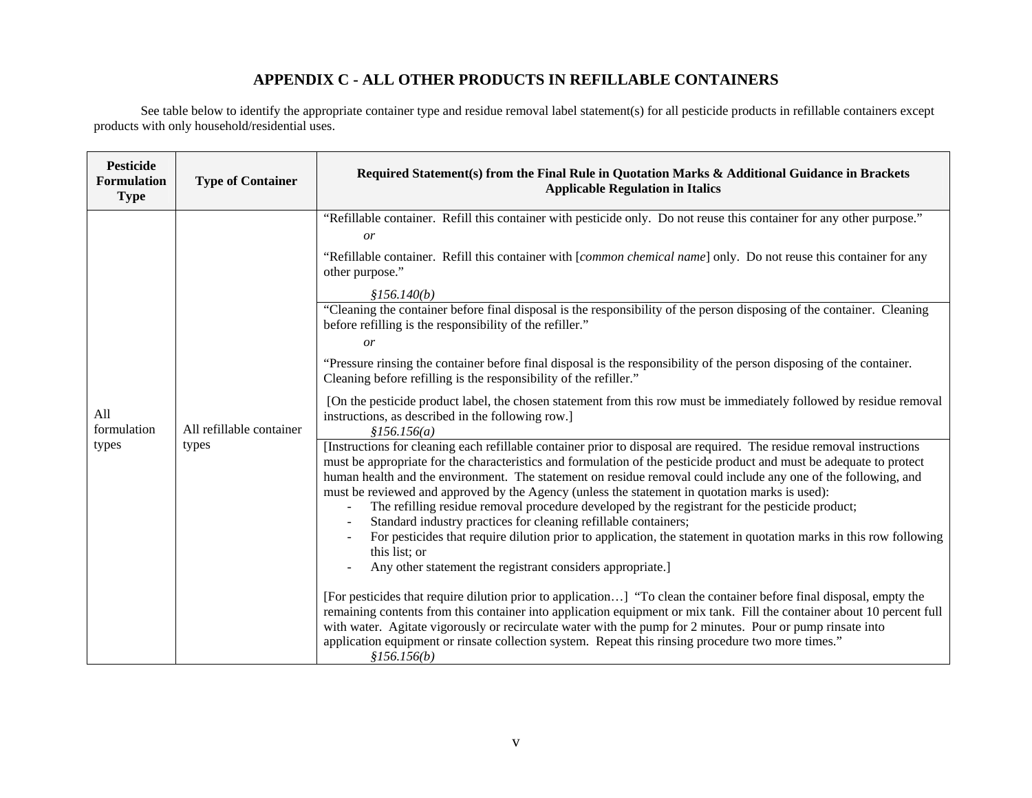## APPENDIX C - ALL OTHER PRODUCTS IN REFILLABLE CONTAINERS

See table below to identify the appropriate container type and residue removal label statement(s) for all pesticide products in refillable containers except products with only household/residential uses.

| Pesticide Formulation Type | Type of Container | Required Statement(s) from the Final Rule in Quotation Marks & Additional Guidance in Brackets Applicable Regulation in Italics |
|---|---|---|
| All formulation types | All refillable container types | "Refillable container. Refill this container with pesticide only. Do not reuse this container for any other purpose." *or* "Refillable container. Refill this container with [*common chemical name*] only. Do not reuse this container for any other purpose." *§156.140(b)* |
| | | "Cleaning the container before final disposal is the responsibility of the person disposing of the container. Cleaning before refilling is the responsibility of the refiller." *or* "Pressure rinsing the container before final disposal is the responsibility of the person disposing of the container. Cleaning before refilling is the responsibility of the refiller." [On the pesticide product label, the chosen statement from this row must be immediately followed by residue removal instructions, as described in the following row.] *§156.156(a)* |
| | | [Instructions for cleaning each refillable container prior to disposal are required. The residue removal instructions must be appropriate for the characteristics and formulation of the pesticide product and must be adequate to protect human health and the environment. The statement on residue removal could include any one of the following, and must be reviewed and approved by the Agency (unless the statement in quotation marks is used): - The refilling residue removal procedure developed by the registrant for the pesticide product; - Standard industry practices for cleaning refillable containers; - For pesticides that require dilution prior to application, the statement in quotation marks in this row following this list; or - Any other statement the registrant considers appropriate.] [For pesticides that require dilution prior to application…] "To clean the container before final disposal, empty the remaining contents from this container into application equipment or mix tank. Fill the container about 10 percent full with water. Agitate vigorously or recirculate water with the pump for 2 minutes. Pour or pump rinsate into application equipment or rinsate collection system. Repeat this rinsing procedure two more times." *§156.156(b)* |